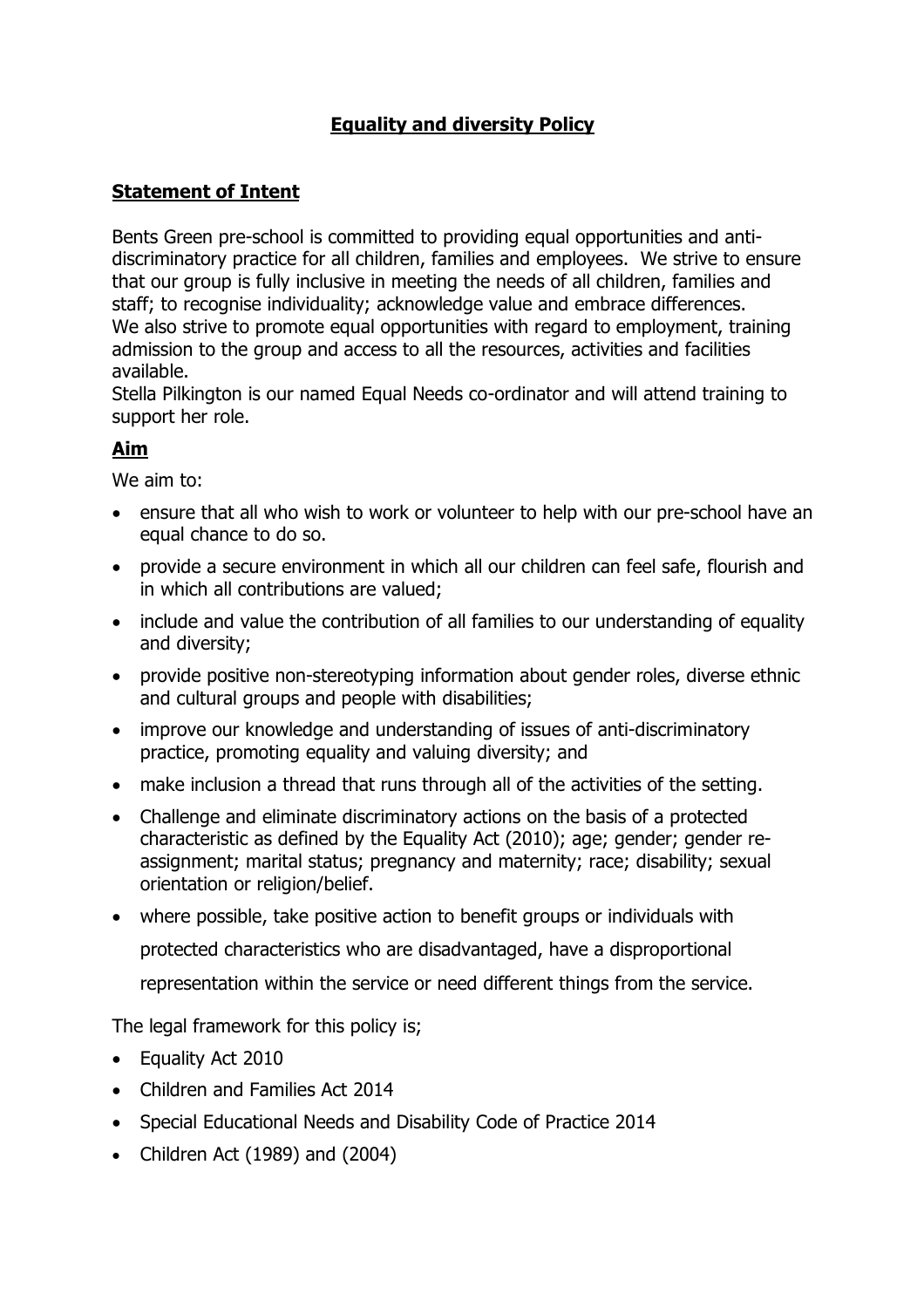# Equality and diversity Policy

## Statement of Intent

Bents Green pre-school is committed to providing equal opportunities and anti-discriminatory practice for all children, families and employees. We strive to ensure that our group is fully inclusive in meeting the needs of all children, families and staff; to recognise individuality; acknowledge value and embrace differences.
We also strive to promote equal opportunities with regard to employment, training admission to the group and access to all the resources, activities and facilities available.
Stella Pilkington is our named Equal Needs co-ordinator and will attend training to support her role.

## Aim

We aim to:

- ensure that all who wish to work or volunteer to help with our pre-school have an equal chance to do so.
- provide a secure environment in which all our children can feel safe, flourish and in which all contributions are valued;
- include and value the contribution of all families to our understanding of equality and diversity;
- provide positive non-stereotyping information about gender roles, diverse ethnic and cultural groups and people with disabilities;
- improve our knowledge and understanding of issues of anti-discriminatory practice, promoting equality and valuing diversity; and
- make inclusion a thread that runs through all of the activities of the setting.
- Challenge and eliminate discriminatory actions on the basis of a protected characteristic as defined by the Equality Act (2010); age; gender; gender re-assignment; marital status; pregnancy and maternity; race; disability; sexual orientation or religion/belief.
- where possible, take positive action to benefit groups or individuals with protected characteristics who are disadvantaged, have a disproportional representation within the service or need different things from the service.

The legal framework for this policy is;

- Equality Act 2010
- Children and Families Act 2014
- Special Educational Needs and Disability Code of Practice 2014
- Children Act (1989) and (2004)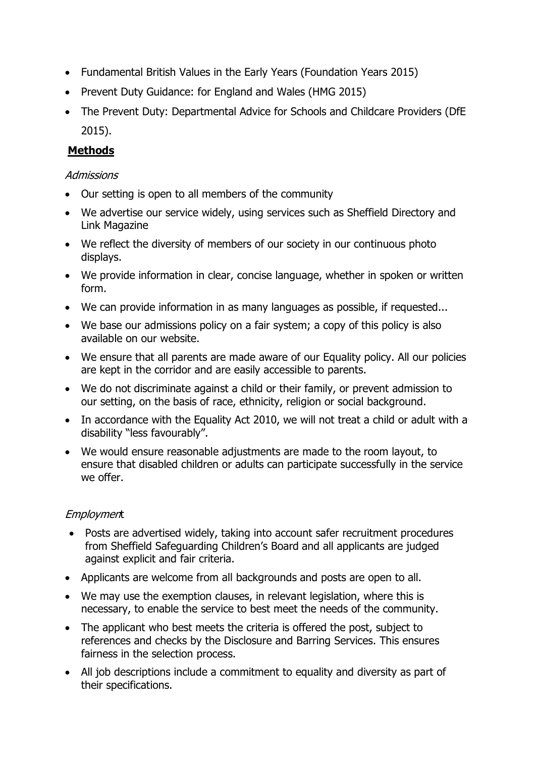- Fundamental British Values in the Early Years (Foundation Years 2015)
- Prevent Duty Guidance: for England and Wales (HMG 2015)
- The Prevent Duty: Departmental Advice for Schools and Childcare Providers (DfE 2015).

## **Methods**

*Admissions*

- Our setting is open to all members of the community
- We advertise our service widely, using services such as Sheffield Directory and Link Magazine
- We reflect the diversity of members of our society in our continuous photo displays.
- We provide information in clear, concise language, whether in spoken or written form.
- We can provide information in as many languages as possible, if requested...
- We base our admissions policy on a fair system; a copy of this policy is also available on our website.
- We ensure that all parents are made aware of our Equality policy. All our policies are kept in the corridor and are easily accessible to parents.
- We do not discriminate against a child or their family, or prevent admission to our setting, on the basis of race, ethnicity, religion or social background.
- In accordance with the Equality Act 2010, we will not treat a child or adult with a disability "less favourably".
- We would ensure reasonable adjustments are made to the room layout, to ensure that disabled children or adults can participate successfully in the service we offer.

*Employment*

- Posts are advertised widely, taking into account safer recruitment procedures from Sheffield Safeguarding Children's Board and all applicants are judged against explicit and fair criteria.
- Applicants are welcome from all backgrounds and posts are open to all.
- We may use the exemption clauses, in relevant legislation, where this is necessary, to enable the service to best meet the needs of the community.
- The applicant who best meets the criteria is offered the post, subject to references and checks by the Disclosure and Barring Services. This ensures fairness in the selection process.
- All job descriptions include a commitment to equality and diversity as part of their specifications.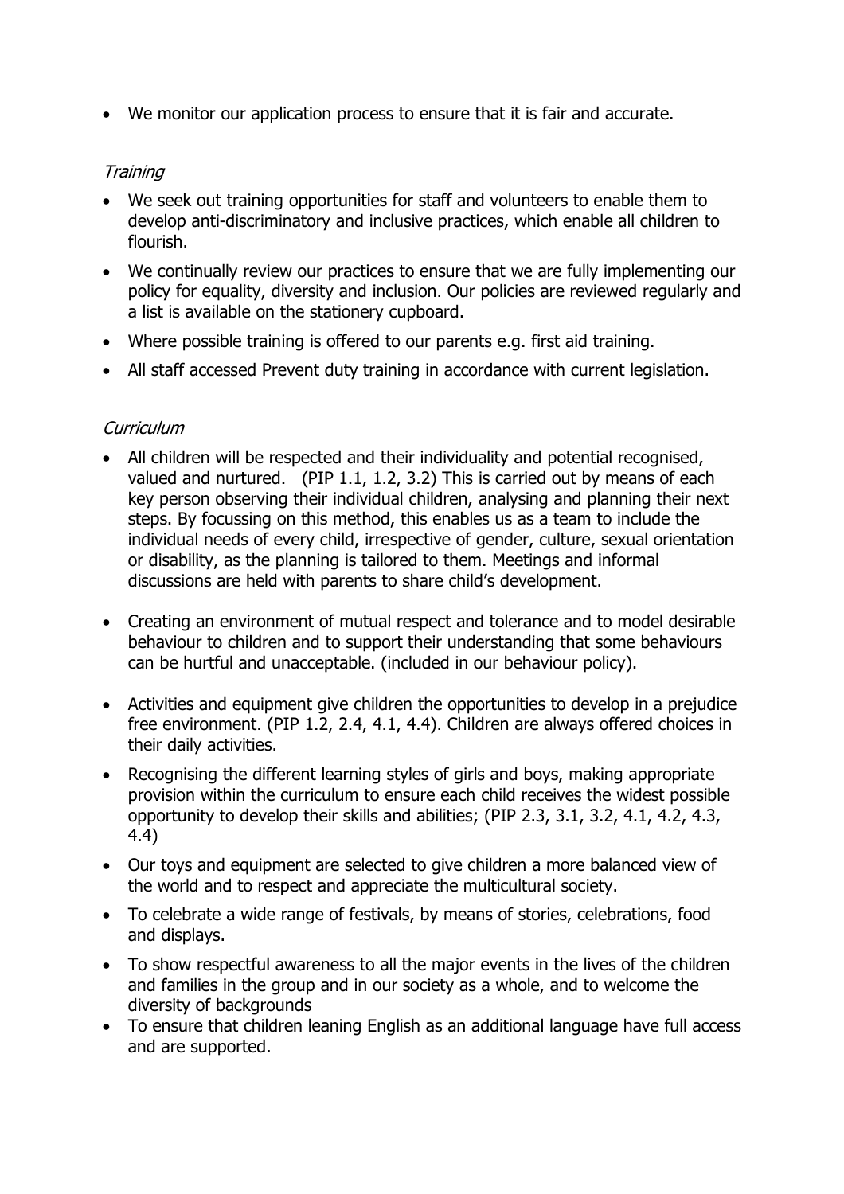- We monitor our application process to ensure that it is fair and accurate.

*Training*

- We seek out training opportunities for staff and volunteers to enable them to develop anti-discriminatory and inclusive practices, which enable all children to flourish.
- We continually review our practices to ensure that we are fully implementing our policy for equality, diversity and inclusion. Our policies are reviewed regularly and a list is available on the stationery cupboard.
- Where possible training is offered to our parents e.g. first aid training.
- All staff accessed Prevent duty training in accordance with current legislation.

*Curriculum*

- All children will be respected and their individuality and potential recognised, valued and nurtured. (PIP 1.1, 1.2, 3.2) This is carried out by means of each key person observing their individual children, analysing and planning their next steps. By focussing on this method, this enables us as a team to include the individual needs of every child, irrespective of gender, culture, sexual orientation or disability, as the planning is tailored to them. Meetings and informal discussions are held with parents to share child's development.
- Creating an environment of mutual respect and tolerance and to model desirable behaviour to children and to support their understanding that some behaviours can be hurtful and unacceptable. (included in our behaviour policy).
- Activities and equipment give children the opportunities to develop in a prejudice free environment. (PIP 1.2, 2.4, 4.1, 4.4). Children are always offered choices in their daily activities.
- Recognising the different learning styles of girls and boys, making appropriate provision within the curriculum to ensure each child receives the widest possible opportunity to develop their skills and abilities; (PIP 2.3, 3.1, 3.2, 4.1, 4.2, 4.3, 4.4)
- Our toys and equipment are selected to give children a more balanced view of the world and to respect and appreciate the multicultural society.
- To celebrate a wide range of festivals, by means of stories, celebrations, food and displays.
- To show respectful awareness to all the major events in the lives of the children and families in the group and in our society as a whole, and to welcome the diversity of backgrounds
- To ensure that children leaning English as an additional language have full access and are supported.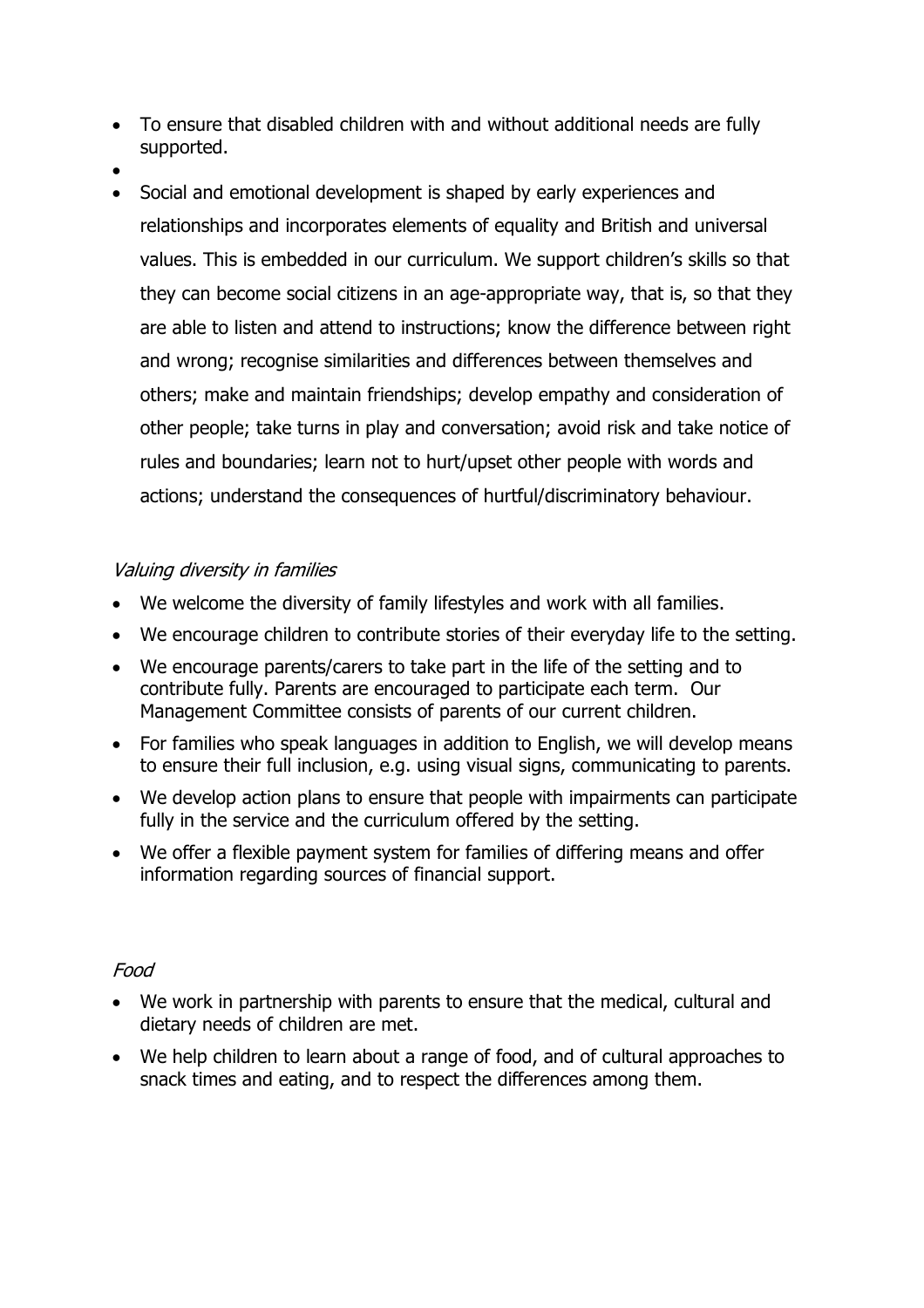- To ensure that disabled children with and without additional needs are fully supported.
- 
- Social and emotional development is shaped by early experiences and relationships and incorporates elements of equality and British and universal values. This is embedded in our curriculum. We support children's skills so that they can become social citizens in an age-appropriate way, that is, so that they are able to listen and attend to instructions; know the difference between right and wrong; recognise similarities and differences between themselves and others; make and maintain friendships; develop empathy and consideration of other people; take turns in play and conversation; avoid risk and take notice of rules and boundaries; learn not to hurt/upset other people with words and actions; understand the consequences of hurtful/discriminatory behaviour.

*Valuing diversity in families*

- We welcome the diversity of family lifestyles and work with all families.
- We encourage children to contribute stories of their everyday life to the setting.
- We encourage parents/carers to take part in the life of the setting and to contribute fully. Parents are encouraged to participate each term. Our Management Committee consists of parents of our current children.
- For families who speak languages in addition to English, we will develop means to ensure their full inclusion, e.g. using visual signs, communicating to parents.
- We develop action plans to ensure that people with impairments can participate fully in the service and the curriculum offered by the setting.
- We offer a flexible payment system for families of differing means and offer information regarding sources of financial support.

*Food*

- We work in partnership with parents to ensure that the medical, cultural and dietary needs of children are met.
- We help children to learn about a range of food, and of cultural approaches to snack times and eating, and to respect the differences among them.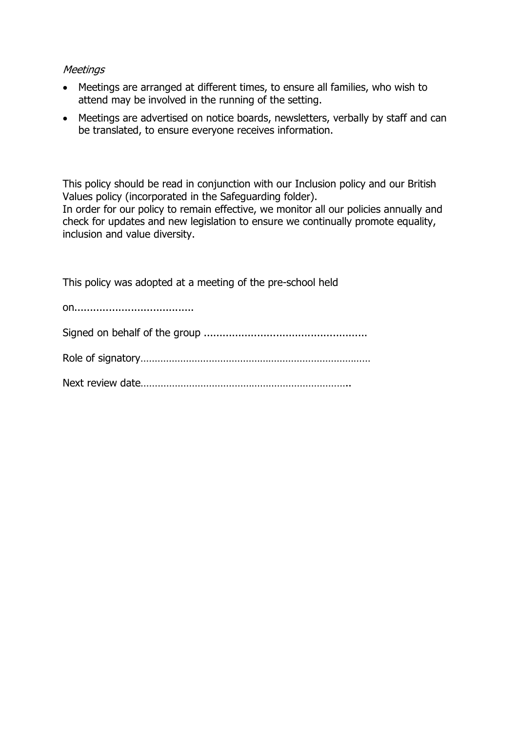*Meetings*

- Meetings are arranged at different times, to ensure all families, who wish to attend may be involved in the running of the setting.
- Meetings are advertised on notice boards, newsletters, verbally by staff and can be translated, to ensure everyone receives information.

This policy should be read in conjunction with our Inclusion policy and our British Values policy (incorporated in the Safeguarding folder).
In order for our policy to remain effective, we monitor all our policies annually and check for updates and new legislation to ensure we continually promote equality, inclusion and value diversity.

This policy was adopted at a meeting of the pre-school held

on......................................

Signed on behalf of the group ....................................................

Role of signatory……………………………………………………………………

Next review date……………………………………………………………..